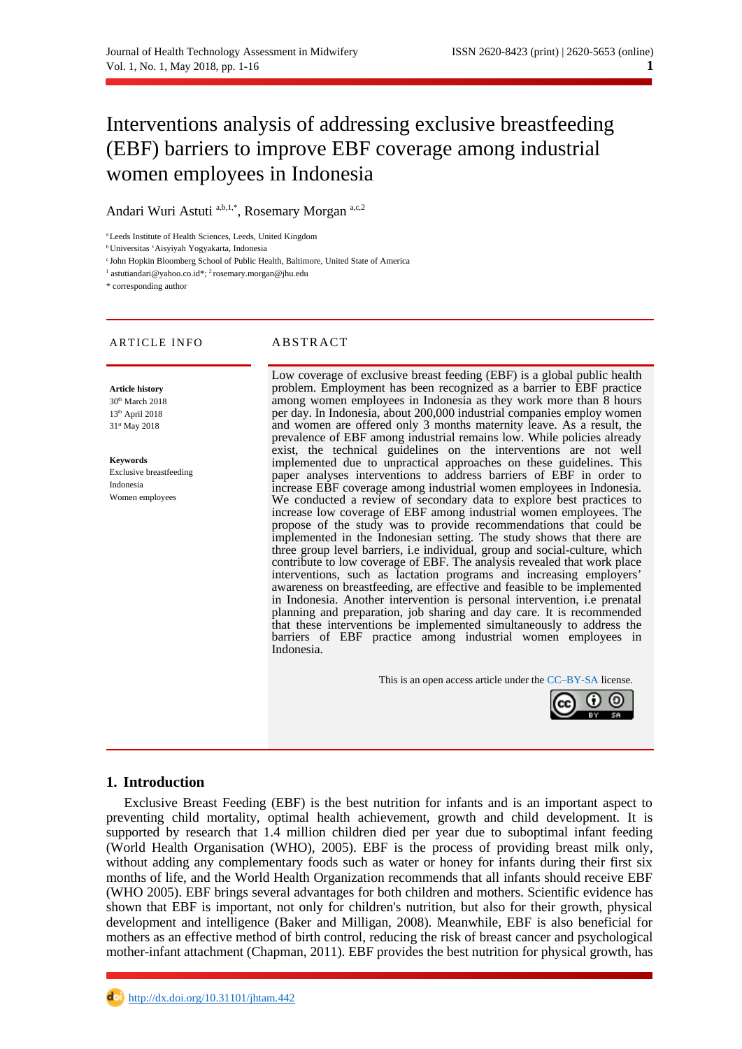# Interventions analysis of addressing exclusive breastfeeding (EBF) barriers to improve EBF coverage among industrial women employees in Indonesia

Andari Wuri Astuti [a,b,1,*], Rosemary Morgan [a,c,2]

[a] Leeds Institute of Health Sciences, Leeds, United Kingdom
[b] Universitas 'Aisyiyah Yogyakarta, Indonesia
[c] John Hopkin Bloomberg School of Public Health, Baltimore, United State of America
[1] astutiandari@yahoo.co.id*; [2] rosemary.morgan@jhu.edu
* corresponding author

## ARTICLE INFO

**Article history**
30th March 2018
13th April 2018
31st May 2018

**Keywords**
Exclusive breastfeeding
Indonesia
Women employees

## ABSTRACT

Low coverage of exclusive breast feeding (EBF) is a global public health problem. Employment has been recognized as a barrier to EBF practice among women employees in Indonesia as they work more than 8 hours per day. In Indonesia, about 200,000 industrial companies employ women and women are offered only 3 months maternity leave. As a result, the prevalence of EBF among industrial women remains low. While policies already exist, the technical guidelines on the interventions are not well implemented due to unpractical approaches on these guidelines. This paper analyses interventions to address barriers of EBF in order to increase EBF coverage among industrial women employees in Indonesia. We conducted a review of secondary data to explore best practices to increase low coverage of EBF among industrial women employees. The propose of the study was to provide recommendations that could be implemented in the Indonesian setting. The study shows that there are three group level barriers, i.e individual, group and social-culture, which contribute to low coverage of EBF. The analysis revealed that work place interventions, such as lactation programs and increasing employers' awareness on breastfeeding, are effective and feasible to be implemented in Indonesia. Another intervention is personal intervention, i.e prenatal planning and preparation, job sharing and day care. It is recommended that these interventions be implemented simultaneously to address the barriers of EBF practice among industrial women employees in Indonesia.

This is an open access article under the CC–BY-SA license.

## 1. Introduction

Exclusive Breast Feeding (EBF) is the best nutrition for infants and is an important aspect to preventing child mortality, optimal health achievement, growth and child development. It is supported by research that 1.4 million children died per year due to suboptimal infant feeding (World Health Organisation (WHO), 2005). EBF is the process of providing breast milk only, without adding any complementary foods such as water or honey for infants during their first six months of life, and the World Health Organization recommends that all infants should receive EBF (WHO 2005). EBF brings several advantages for both children and mothers. Scientific evidence has shown that EBF is important, not only for children's nutrition, but also for their growth, physical development and intelligence (Baker and Milligan, 2008). Meanwhile, EBF is also beneficial for mothers as an effective method of birth control, reducing the risk of breast cancer and psychological mother-infant attachment (Chapman, 2011). EBF provides the best nutrition for physical growth, has

http://dx.doi.org/10.31101/jhtam.442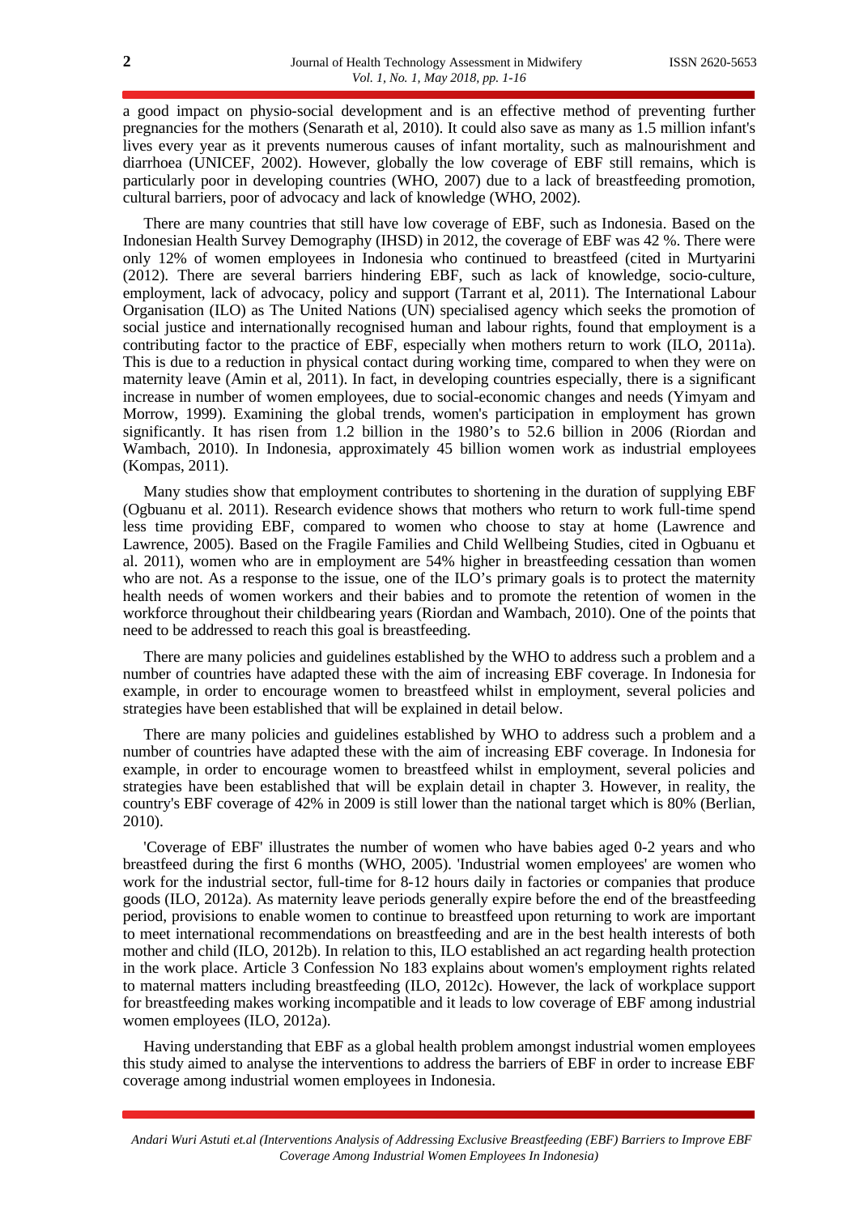a good impact on physio-social development and is an effective method of preventing further pregnancies for the mothers (Senarath et al, 2010). It could also save as many as 1.5 million infant's lives every year as it prevents numerous causes of infant mortality, such as malnourishment and diarrhoea (UNICEF, 2002). However, globally the low coverage of EBF still remains, which is particularly poor in developing countries (WHO, 2007) due to a lack of breastfeeding promotion, cultural barriers, poor of advocacy and lack of knowledge (WHO, 2002).

There are many countries that still have low coverage of EBF, such as Indonesia. Based on the Indonesian Health Survey Demography (IHSD) in 2012, the coverage of EBF was 42 %. There were only 12% of women employees in Indonesia who continued to breastfeed (cited in Murtyarini (2012). There are several barriers hindering EBF, such as lack of knowledge, socio-culture, employment, lack of advocacy, policy and support (Tarrant et al, 2011). The International Labour Organisation (ILO) as The United Nations (UN) specialised agency which seeks the promotion of social justice and internationally recognised human and labour rights, found that employment is a contributing factor to the practice of EBF, especially when mothers return to work (ILO, 2011a). This is due to a reduction in physical contact during working time, compared to when they were on maternity leave (Amin et al, 2011). In fact, in developing countries especially, there is a significant increase in number of women employees, due to social-economic changes and needs (Yimyam and Morrow, 1999). Examining the global trends, women's participation in employment has grown significantly. It has risen from 1.2 billion in the 1980's to 52.6 billion in 2006 (Riordan and Wambach, 2010). In Indonesia, approximately 45 billion women work as industrial employees (Kompas, 2011).

Many studies show that employment contributes to shortening in the duration of supplying EBF (Ogbuanu et al. 2011). Research evidence shows that mothers who return to work full-time spend less time providing EBF, compared to women who choose to stay at home (Lawrence and Lawrence, 2005). Based on the Fragile Families and Child Wellbeing Studies, cited in Ogbuanu et al. 2011), women who are in employment are 54% higher in breastfeeding cessation than women who are not. As a response to the issue, one of the ILO's primary goals is to protect the maternity health needs of women workers and their babies and to promote the retention of women in the workforce throughout their childbearing years (Riordan and Wambach, 2010). One of the points that need to be addressed to reach this goal is breastfeeding.

There are many policies and guidelines established by the WHO to address such a problem and a number of countries have adapted these with the aim of increasing EBF coverage. In Indonesia for example, in order to encourage women to breastfeed whilst in employment, several policies and strategies have been established that will be explained in detail below.

There are many policies and guidelines established by WHO to address such a problem and a number of countries have adapted these with the aim of increasing EBF coverage. In Indonesia for example, in order to encourage women to breastfeed whilst in employment, several policies and strategies have been established that will be explain detail in chapter 3. However, in reality, the country's EBF coverage of 42% in 2009 is still lower than the national target which is 80% (Berlian, 2010).

'Coverage of EBF' illustrates the number of women who have babies aged 0-2 years and who breastfeed during the first 6 months (WHO, 2005). 'Industrial women employees' are women who work for the industrial sector, full-time for 8-12 hours daily in factories or companies that produce goods (ILO, 2012a). As maternity leave periods generally expire before the end of the breastfeeding period, provisions to enable women to continue to breastfeed upon returning to work are important to meet international recommendations on breastfeeding and are in the best health interests of both mother and child (ILO, 2012b). In relation to this, ILO established an act regarding health protection in the work place. Article 3 Confession No 183 explains about women's employment rights related to maternal matters including breastfeeding (ILO, 2012c). However, the lack of workplace support for breastfeeding makes working incompatible and it leads to low coverage of EBF among industrial women employees (ILO, 2012a).

Having understanding that EBF as a global health problem amongst industrial women employees this study aimed to analyse the interventions to address the barriers of EBF in order to increase EBF coverage among industrial women employees in Indonesia.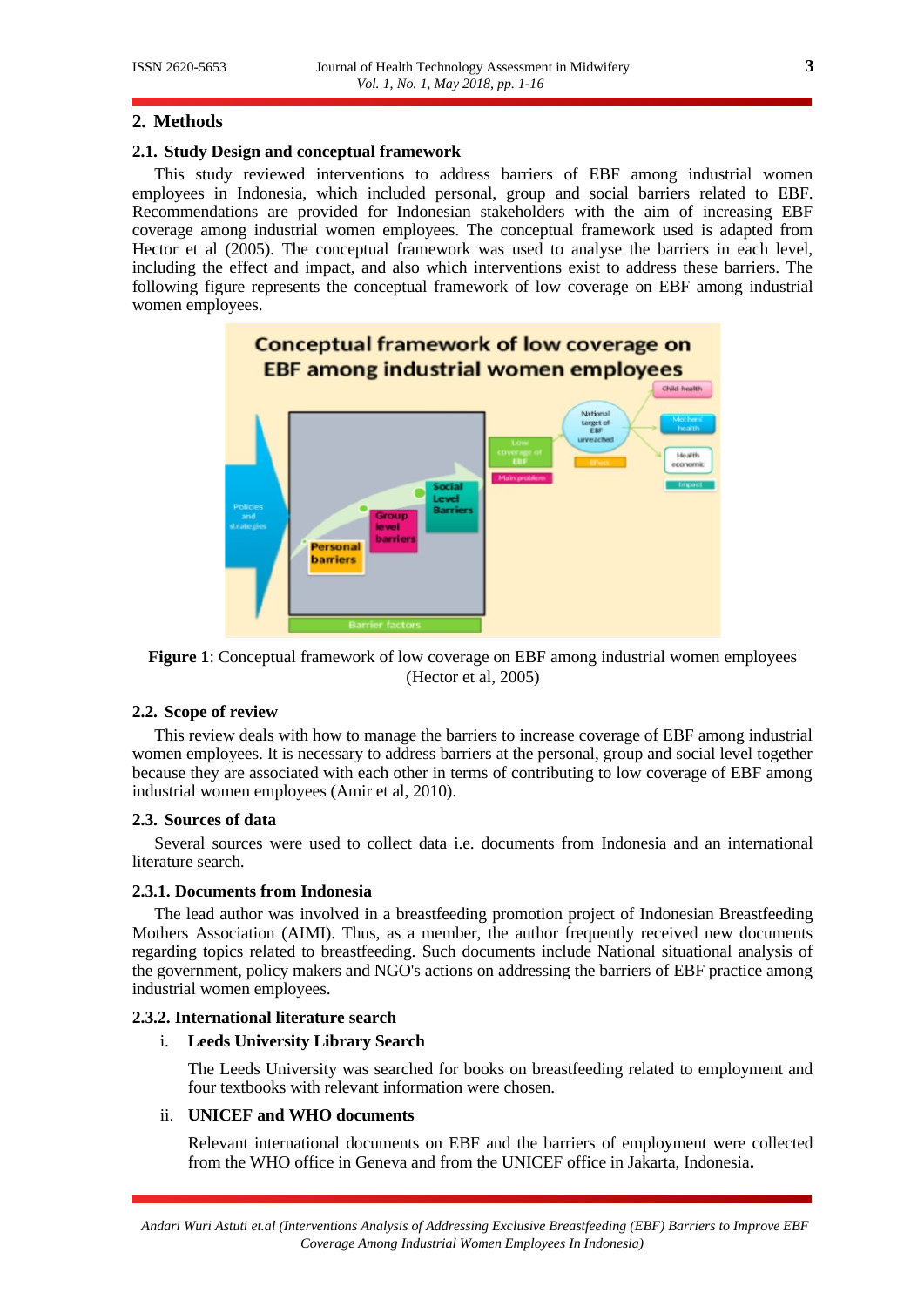## 2. Methods

### 2.1. Study Design and conceptual framework

This study reviewed interventions to address barriers of EBF among industrial women employees in Indonesia, which included personal, group and social barriers related to EBF. Recommendations are provided for Indonesian stakeholders with the aim of increasing EBF coverage among industrial women employees. The conceptual framework used is adapted from Hector et al (2005). The conceptual framework was used to analyse the barriers in each level, including the effect and impact, and also which interventions exist to address these barriers. The following figure represents the conceptual framework of low coverage on EBF among industrial women employees.

**Figure 1**: Conceptual framework of low coverage on EBF among industrial women employees (Hector et al, 2005)

### 2.2. Scope of review

This review deals with how to manage the barriers to increase coverage of EBF among industrial women employees. It is necessary to address barriers at the personal, group and social level together because they are associated with each other in terms of contributing to low coverage of EBF among industrial women employees (Amir et al, 2010).

### 2.3. Sources of data

Several sources were used to collect data i.e. documents from Indonesia and an international literature search.

#### 2.3.1. Documents from Indonesia

The lead author was involved in a breastfeeding promotion project of Indonesian Breastfeeding Mothers Association (AIMI). Thus, as a member, the author frequently received new documents regarding topics related to breastfeeding. Such documents include National situational analysis of the government, policy makers and NGO's actions on addressing the barriers of EBF practice among industrial women employees.

#### 2.3.2. International literature search

i. **Leeds University Library Search**

   The Leeds University was searched for books on breastfeeding related to employment and four textbooks with relevant information were chosen.

ii. **UNICEF and WHO documents**

   Relevant international documents on EBF and the barriers of employment were collected from the WHO office in Geneva and from the UNICEF office in Jakarta, Indonesia.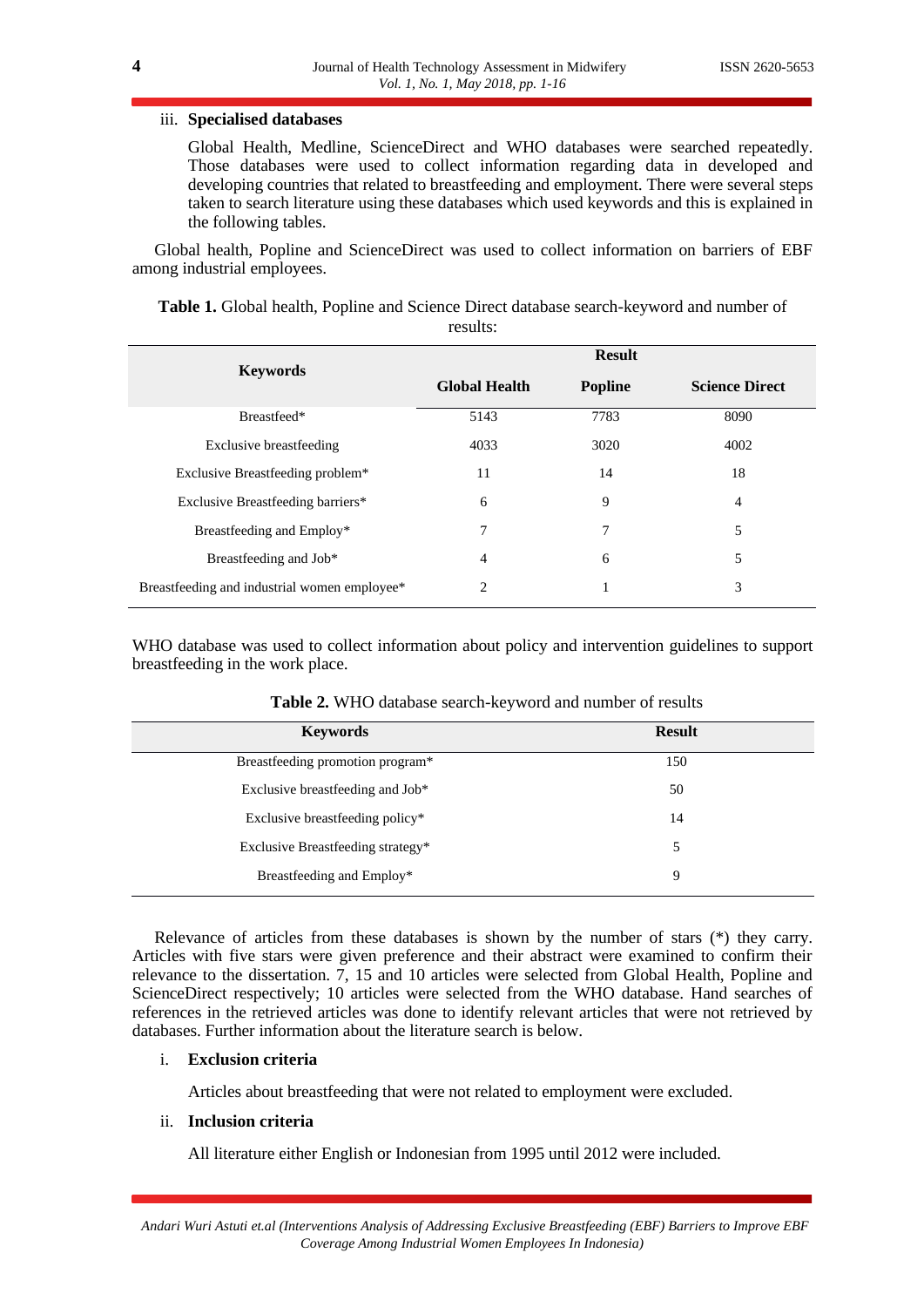iii. **Specialised databases**

Global Health, Medline, ScienceDirect and WHO databases were searched repeatedly. Those databases were used to collect information regarding data in developed and developing countries that related to breastfeeding and employment. There were several steps taken to search literature using these databases which used keywords and this is explained in the following tables.

Global health, Popline and ScienceDirect was used to collect information on barriers of EBF among industrial employees.

**Table 1.** Global health, Popline and Science Direct database search-keyword and number of results:

| Keywords | Result | | |
|---|---|---|---|
| | **Global Health** | **Popline** | **Science Direct** |
| Breastfeed* | 5143 | 7783 | 8090 |
| Exclusive breastfeeding | 4033 | 3020 | 4002 |
| Exclusive Breastfeeding problem* | 11 | 14 | 18 |
| Exclusive Breastfeeding barriers* | 6 | 9 | 4 |
| Breastfeeding and Employ* | 7 | 7 | 5 |
| Breastfeeding and Job* | 4 | 6 | 5 |
| Breastfeeding and industrial women employee* | 2 | 1 | 3 |

WHO database was used to collect information about policy and intervention guidelines to support breastfeeding in the work place.

**Table 2.** WHO database search-keyword and number of results

| Keywords | Result |
|---|---|
| Breastfeeding promotion program* | 150 |
| Exclusive breastfeeding and Job* | 50 |
| Exclusive breastfeeding policy* | 14 |
| Exclusive Breastfeeding strategy* | 5 |
| Breastfeeding and Employ* | 9 |

Relevance of articles from these databases is shown by the number of stars (*) they carry. Articles with five stars were given preference and their abstract were examined to confirm their relevance to the dissertation. 7, 15 and 10 articles were selected from Global Health, Popline and ScienceDirect respectively; 10 articles were selected from the WHO database. Hand searches of references in the retrieved articles was done to identify relevant articles that were not retrieved by databases. Further information about the literature search is below.

i. **Exclusion criteria**

Articles about breastfeeding that were not related to employment were excluded.

ii. **Inclusion criteria**

All literature either English or Indonesian from 1995 until 2012 were included.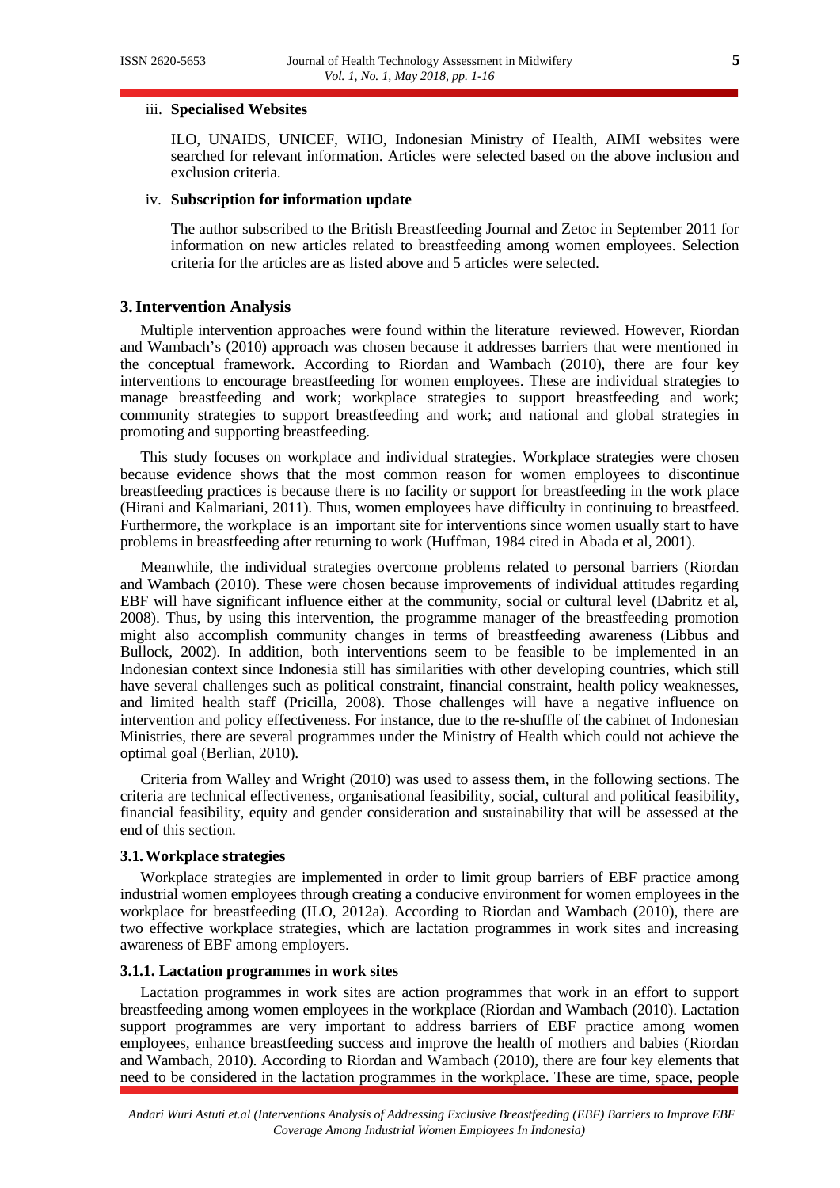iii. **Specialised Websites**

ILO, UNAIDS, UNICEF, WHO, Indonesian Ministry of Health, AIMI websites were searched for relevant information. Articles were selected based on the above inclusion and exclusion criteria.

iv. **Subscription for information update**

The author subscribed to the British Breastfeeding Journal and Zetoc in September 2011 for information on new articles related to breastfeeding among women employees. Selection criteria for the articles are as listed above and 5 articles were selected.

## 3. Intervention Analysis

Multiple intervention approaches were found within the literature reviewed. However, Riordan and Wambach's (2010) approach was chosen because it addresses barriers that were mentioned in the conceptual framework. According to Riordan and Wambach (2010), there are four key interventions to encourage breastfeeding for women employees. These are individual strategies to manage breastfeeding and work; workplace strategies to support breastfeeding and work; community strategies to support breastfeeding and work; and national and global strategies in promoting and supporting breastfeeding.

This study focuses on workplace and individual strategies. Workplace strategies were chosen because evidence shows that the most common reason for women employees to discontinue breastfeeding practices is because there is no facility or support for breastfeeding in the work place (Hirani and Kalmariani, 2011). Thus, women employees have difficulty in continuing to breastfeed. Furthermore, the workplace is an important site for interventions since women usually start to have problems in breastfeeding after returning to work (Huffman, 1984 cited in Abada et al, 2001).

Meanwhile, the individual strategies overcome problems related to personal barriers (Riordan and Wambach (2010). These were chosen because improvements of individual attitudes regarding EBF will have significant influence either at the community, social or cultural level (Dabritz et al, 2008). Thus, by using this intervention, the programme manager of the breastfeeding promotion might also accomplish community changes in terms of breastfeeding awareness (Libbus and Bullock, 2002). In addition, both interventions seem to be feasible to be implemented in an Indonesian context since Indonesia still has similarities with other developing countries, which still have several challenges such as political constraint, financial constraint, health policy weaknesses, and limited health staff (Pricilla, 2008). Those challenges will have a negative influence on intervention and policy effectiveness. For instance, due to the re-shuffle of the cabinet of Indonesian Ministries, there are several programmes under the Ministry of Health which could not achieve the optimal goal (Berlian, 2010).

Criteria from Walley and Wright (2010) was used to assess them, in the following sections. The criteria are technical effectiveness, organisational feasibility, social, cultural and political feasibility, financial feasibility, equity and gender consideration and sustainability that will be assessed at the end of this section.

### 3.1. Workplace strategies

Workplace strategies are implemented in order to limit group barriers of EBF practice among industrial women employees through creating a conducive environment for women employees in the workplace for breastfeeding (ILO, 2012a). According to Riordan and Wambach (2010), there are two effective workplace strategies, which are lactation programmes in work sites and increasing awareness of EBF among employers.

#### 3.1.1. Lactation programmes in work sites

Lactation programmes in work sites are action programmes that work in an effort to support breastfeeding among women employees in the workplace (Riordan and Wambach (2010). Lactation support programmes are very important to address barriers of EBF practice among women employees, enhance breastfeeding success and improve the health of mothers and babies (Riordan and Wambach, 2010). According to Riordan and Wambach (2010), there are four key elements that need to be considered in the lactation programmes in the workplace. These are time, space, people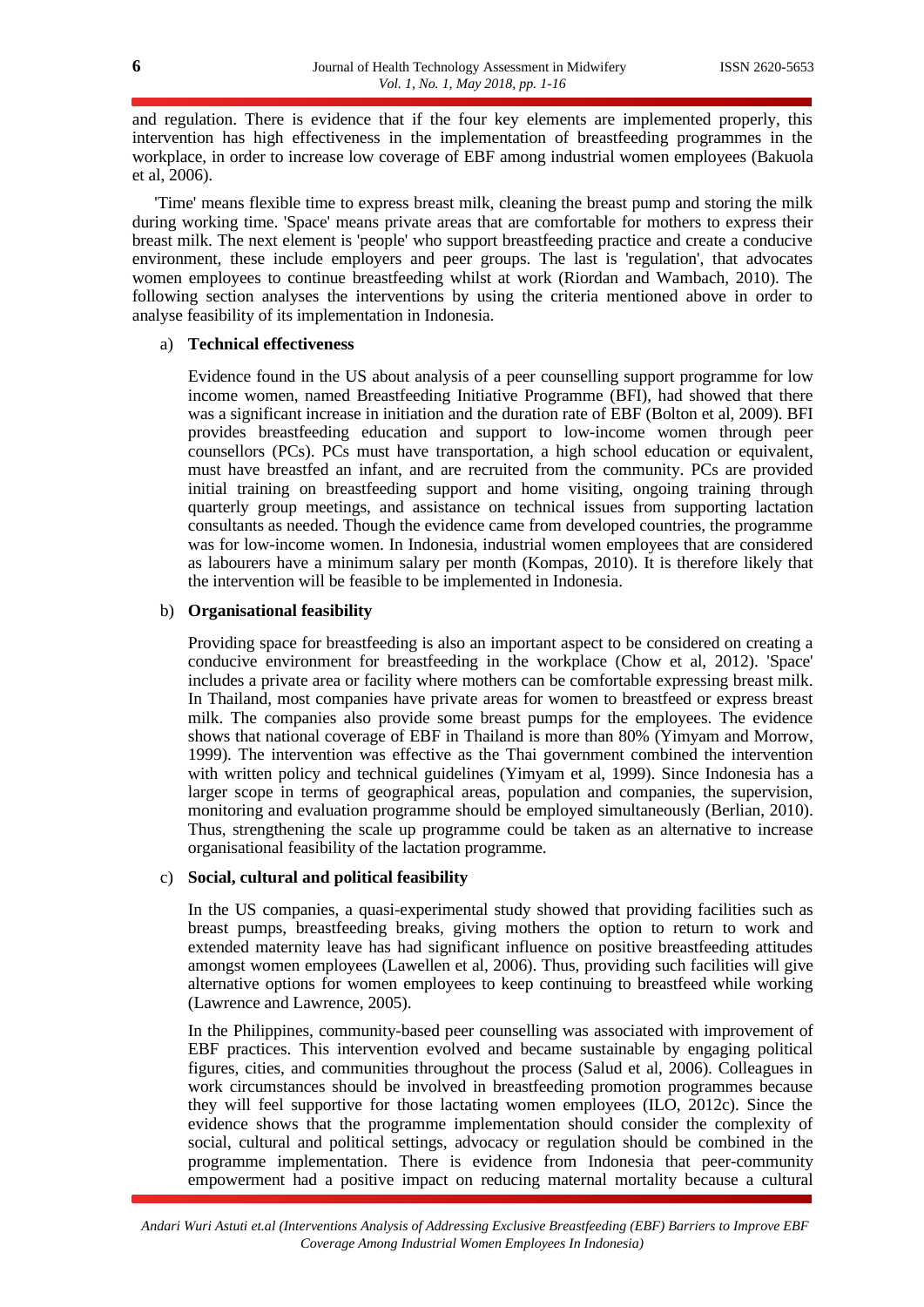and regulation. There is evidence that if the four key elements are implemented properly, this intervention has high effectiveness in the implementation of breastfeeding programmes in the workplace, in order to increase low coverage of EBF among industrial women employees (Bakuola et al, 2006).

'Time' means flexible time to express breast milk, cleaning the breast pump and storing the milk during working time. 'Space' means private areas that are comfortable for mothers to express their breast milk. The next element is 'people' who support breastfeeding practice and create a conducive environment, these include employers and peer groups. The last is 'regulation', that advocates women employees to continue breastfeeding whilst at work (Riordan and Wambach, 2010). The following section analyses the interventions by using the criteria mentioned above in order to analyse feasibility of its implementation in Indonesia.

a) **Technical effectiveness**

Evidence found in the US about analysis of a peer counselling support programme for low income women, named Breastfeeding Initiative Programme (BFI), had showed that there was a significant increase in initiation and the duration rate of EBF (Bolton et al, 2009). BFI provides breastfeeding education and support to low-income women through peer counsellors (PCs). PCs must have transportation, a high school education or equivalent, must have breastfed an infant, and are recruited from the community. PCs are provided initial training on breastfeeding support and home visiting, ongoing training through quarterly group meetings, and assistance on technical issues from supporting lactation consultants as needed. Though the evidence came from developed countries, the programme was for low-income women. In Indonesia, industrial women employees that are considered as labourers have a minimum salary per month (Kompas, 2010). It is therefore likely that the intervention will be feasible to be implemented in Indonesia.

b) **Organisational feasibility**

Providing space for breastfeeding is also an important aspect to be considered on creating a conducive environment for breastfeeding in the workplace (Chow et al, 2012). 'Space' includes a private area or facility where mothers can be comfortable expressing breast milk. In Thailand, most companies have private areas for women to breastfeed or express breast milk. The companies also provide some breast pumps for the employees. The evidence shows that national coverage of EBF in Thailand is more than 80% (Yimyam and Morrow, 1999). The intervention was effective as the Thai government combined the intervention with written policy and technical guidelines (Yimyam et al, 1999). Since Indonesia has a larger scope in terms of geographical areas, population and companies, the supervision, monitoring and evaluation programme should be employed simultaneously (Berlian, 2010). Thus, strengthening the scale up programme could be taken as an alternative to increase organisational feasibility of the lactation programme.

c) **Social, cultural and political feasibility**

In the US companies, a quasi-experimental study showed that providing facilities such as breast pumps, breastfeeding breaks, giving mothers the option to return to work and extended maternity leave has had significant influence on positive breastfeeding attitudes amongst women employees (Lawellen et al, 2006). Thus, providing such facilities will give alternative options for women employees to keep continuing to breastfeed while working (Lawrence and Lawrence, 2005).

In the Philippines, community-based peer counselling was associated with improvement of EBF practices. This intervention evolved and became sustainable by engaging political figures, cities, and communities throughout the process (Salud et al, 2006). Colleagues in work circumstances should be involved in breastfeeding promotion programmes because they will feel supportive for those lactating women employees (ILO, 2012c). Since the evidence shows that the programme implementation should consider the complexity of social, cultural and political settings, advocacy or regulation should be combined in the programme implementation. There is evidence from Indonesia that peer-community empowerment had a positive impact on reducing maternal mortality because a cultural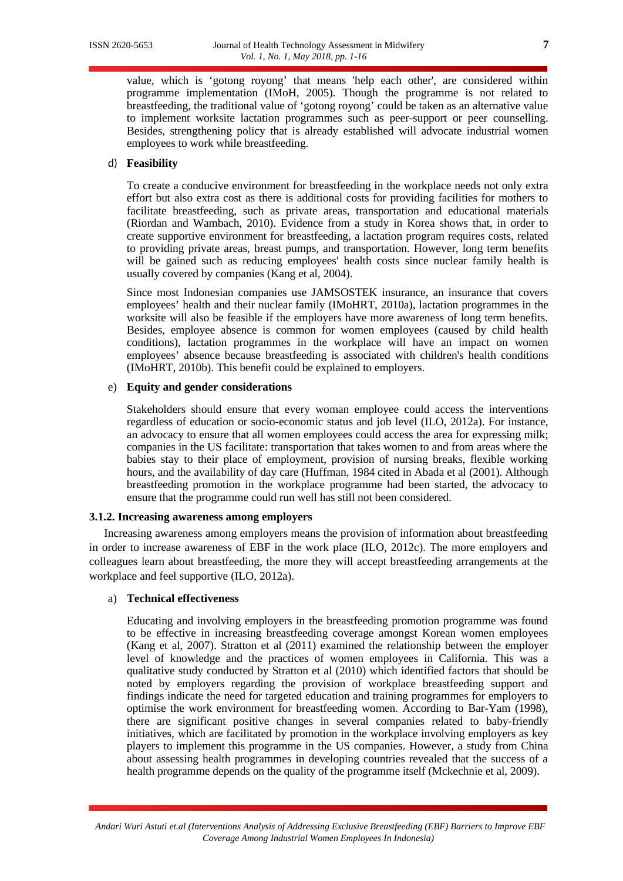value, which is 'gotong royong' that means 'help each other', are considered within programme implementation (IMoH, 2005). Though the programme is not related to breastfeeding, the traditional value of 'gotong royong' could be taken as an alternative value to implement worksite lactation programmes such as peer-support or peer counselling. Besides, strengthening policy that is already established will advocate industrial women employees to work while breastfeeding.

d) **Feasibility**

To create a conducive environment for breastfeeding in the workplace needs not only extra effort but also extra cost as there is additional costs for providing facilities for mothers to facilitate breastfeeding, such as private areas, transportation and educational materials (Riordan and Wambach, 2010). Evidence from a study in Korea shows that, in order to create supportive environment for breastfeeding, a lactation program requires costs, related to providing private areas, breast pumps, and transportation. However, long term benefits will be gained such as reducing employees' health costs since nuclear family health is usually covered by companies (Kang et al, 2004).

Since most Indonesian companies use JAMSOSTEK insurance, an insurance that covers employees' health and their nuclear family (IMoHRT, 2010a), lactation programmes in the worksite will also be feasible if the employers have more awareness of long term benefits. Besides, employee absence is common for women employees (caused by child health conditions), lactation programmes in the workplace will have an impact on women employees' absence because breastfeeding is associated with children's health conditions (IMoHRT, 2010b). This benefit could be explained to employers.

e) **Equity and gender considerations**

Stakeholders should ensure that every woman employee could access the interventions regardless of education or socio-economic status and job level (ILO, 2012a). For instance, an advocacy to ensure that all women employees could access the area for expressing milk; companies in the US facilitate: transportation that takes women to and from areas where the babies stay to their place of employment, provision of nursing breaks, flexible working hours, and the availability of day care (Huffman, 1984 cited in Abada et al (2001). Although breastfeeding promotion in the workplace programme had been started, the advocacy to ensure that the programme could run well has still not been considered.

### 3.1.2. Increasing awareness among employers

Increasing awareness among employers means the provision of information about breastfeeding in order to increase awareness of EBF in the work place (ILO, 2012c). The more employers and colleagues learn about breastfeeding, the more they will accept breastfeeding arrangements at the workplace and feel supportive (ILO, 2012a).

a) **Technical effectiveness**

Educating and involving employers in the breastfeeding promotion programme was found to be effective in increasing breastfeeding coverage amongst Korean women employees (Kang et al, 2007). Stratton et al (2011) examined the relationship between the employer level of knowledge and the practices of women employees in California. This was a qualitative study conducted by Stratton et al (2010) which identified factors that should be noted by employers regarding the provision of workplace breastfeeding support and findings indicate the need for targeted education and training programmes for employers to optimise the work environment for breastfeeding women. According to Bar-Yam (1998), there are significant positive changes in several companies related to baby-friendly initiatives, which are facilitated by promotion in the workplace involving employers as key players to implement this programme in the US companies. However, a study from China about assessing health programmes in developing countries revealed that the success of a health programme depends on the quality of the programme itself (Mckechnie et al, 2009).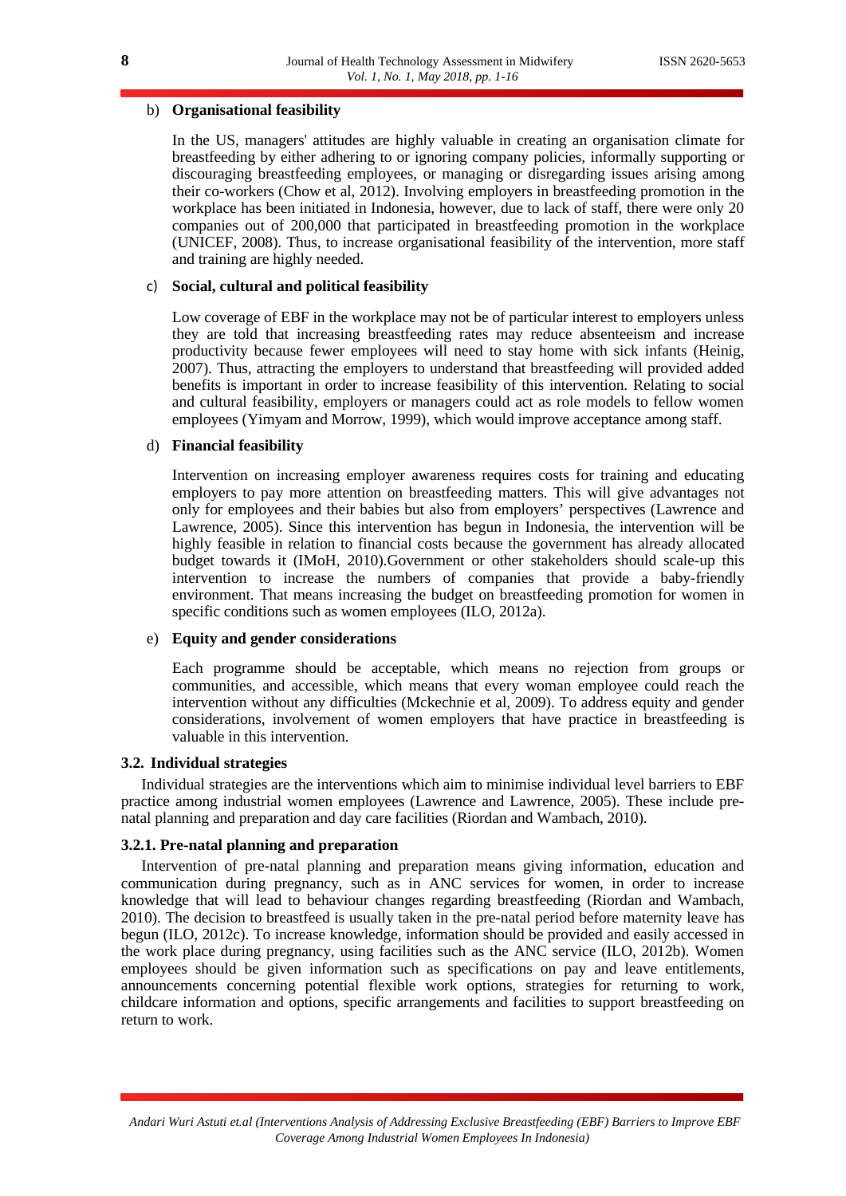b) **Organisational feasibility**

In the US, managers' attitudes are highly valuable in creating an organisation climate for breastfeeding by either adhering to or ignoring company policies, informally supporting or discouraging breastfeeding employees, or managing or disregarding issues arising among their co-workers (Chow et al, 2012). Involving employers in breastfeeding promotion in the workplace has been initiated in Indonesia, however, due to lack of staff, there were only 20 companies out of 200,000 that participated in breastfeeding promotion in the workplace (UNICEF, 2008). Thus, to increase organisational feasibility of the intervention, more staff and training are highly needed.

c) **Social, cultural and political feasibility**

Low coverage of EBF in the workplace may not be of particular interest to employers unless they are told that increasing breastfeeding rates may reduce absenteeism and increase productivity because fewer employees will need to stay home with sick infants (Heinig, 2007). Thus, attracting the employers to understand that breastfeeding will provided added benefits is important in order to increase feasibility of this intervention. Relating to social and cultural feasibility, employers or managers could act as role models to fellow women employees (Yimyam and Morrow, 1999), which would improve acceptance among staff.

d) **Financial feasibility**

Intervention on increasing employer awareness requires costs for training and educating employers to pay more attention on breastfeeding matters. This will give advantages not only for employees and their babies but also from employers' perspectives (Lawrence and Lawrence, 2005). Since this intervention has begun in Indonesia, the intervention will be highly feasible in relation to financial costs because the government has already allocated budget towards it (IMoH, 2010).Government or other stakeholders should scale-up this intervention to increase the numbers of companies that provide a baby-friendly environment. That means increasing the budget on breastfeeding promotion for women in specific conditions such as women employees (ILO, 2012a).

e) **Equity and gender considerations**

Each programme should be acceptable, which means no rejection from groups or communities, and accessible, which means that every woman employee could reach the intervention without any difficulties (Mckechnie et al, 2009). To address equity and gender considerations, involvement of women employers that have practice in breastfeeding is valuable in this intervention.

### 3.2. Individual strategies

Individual strategies are the interventions which aim to minimise individual level barriers to EBF practice among industrial women employees (Lawrence and Lawrence, 2005). These include pre-natal planning and preparation and day care facilities (Riordan and Wambach, 2010).

#### 3.2.1. Pre-natal planning and preparation

Intervention of pre-natal planning and preparation means giving information, education and communication during pregnancy, such as in ANC services for women, in order to increase knowledge that will lead to behaviour changes regarding breastfeeding (Riordan and Wambach, 2010). The decision to breastfeed is usually taken in the pre-natal period before maternity leave has begun (ILO, 2012c). To increase knowledge, information should be provided and easily accessed in the work place during pregnancy, using facilities such as the ANC service (ILO, 2012b). Women employees should be given information such as specifications on pay and leave entitlements, announcements concerning potential flexible work options, strategies for returning to work, childcare information and options, specific arrangements and facilities to support breastfeeding on return to work.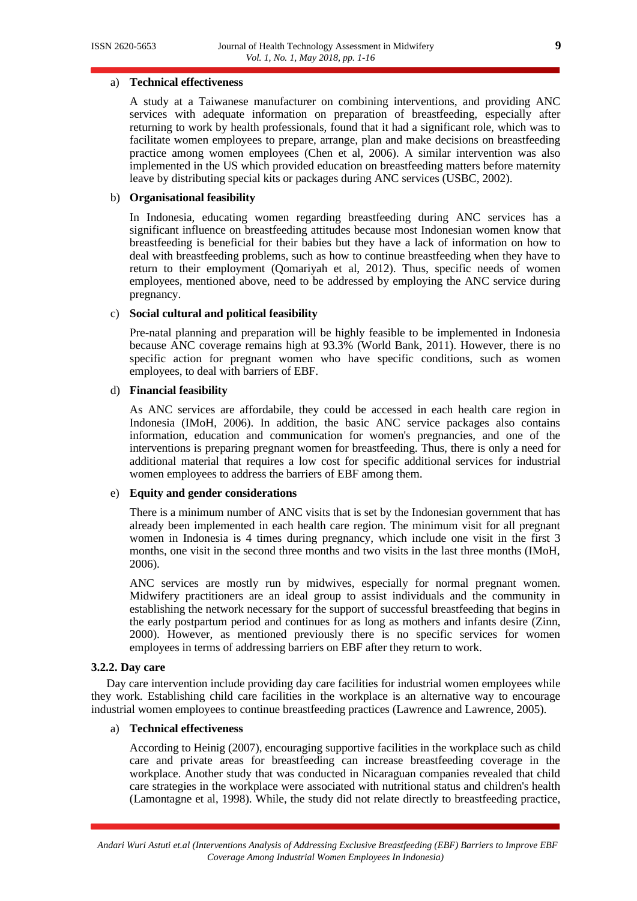a) **Technical effectiveness**

A study at a Taiwanese manufacturer on combining interventions, and providing ANC services with adequate information on preparation of breastfeeding, especially after returning to work by health professionals, found that it had a significant role, which was to facilitate women employees to prepare, arrange, plan and make decisions on breastfeeding practice among women employees (Chen et al, 2006). A similar intervention was also implemented in the US which provided education on breastfeeding matters before maternity leave by distributing special kits or packages during ANC services (USBC, 2002).

b) **Organisational feasibility**

In Indonesia, educating women regarding breastfeeding during ANC services has a significant influence on breastfeeding attitudes because most Indonesian women know that breastfeeding is beneficial for their babies but they have a lack of information on how to deal with breastfeeding problems, such as how to continue breastfeeding when they have to return to their employment (Qomariyah et al, 2012). Thus, specific needs of women employees, mentioned above, need to be addressed by employing the ANC service during pregnancy.

c) **Social cultural and political feasibility**

Pre-natal planning and preparation will be highly feasible to be implemented in Indonesia because ANC coverage remains high at 93.3% (World Bank, 2011). However, there is no specific action for pregnant women who have specific conditions, such as women employees, to deal with barriers of EBF.

d) **Financial feasibility**

As ANC services are affordabile, they could be accessed in each health care region in Indonesia (IMoH, 2006). In addition, the basic ANC service packages also contains information, education and communication for women's pregnancies, and one of the interventions is preparing pregnant women for breastfeeding. Thus, there is only a need for additional material that requires a low cost for specific additional services for industrial women employees to address the barriers of EBF among them.

e) **Equity and gender considerations**

There is a minimum number of ANC visits that is set by the Indonesian government that has already been implemented in each health care region. The minimum visit for all pregnant women in Indonesia is 4 times during pregnancy, which include one visit in the first 3 months, one visit in the second three months and two visits in the last three months (IMoH, 2006).

ANC services are mostly run by midwives, especially for normal pregnant women. Midwifery practitioners are an ideal group to assist individuals and the community in establishing the network necessary for the support of successful breastfeeding that begins in the early postpartum period and continues for as long as mothers and infants desire (Zinn, 2000). However, as mentioned previously there is no specific services for women employees in terms of addressing barriers on EBF after they return to work.

#### 3.2.2. Day care

Day care intervention include providing day care facilities for industrial women employees while they work. Establishing child care facilities in the workplace is an alternative way to encourage industrial women employees to continue breastfeeding practices (Lawrence and Lawrence, 2005).

a) **Technical effectiveness**

According to Heinig (2007), encouraging supportive facilities in the workplace such as child care and private areas for breastfeeding can increase breastfeeding coverage in the workplace. Another study that was conducted in Nicaraguan companies revealed that child care strategies in the workplace were associated with nutritional status and children's health (Lamontagne et al, 1998). While, the study did not relate directly to breastfeeding practice,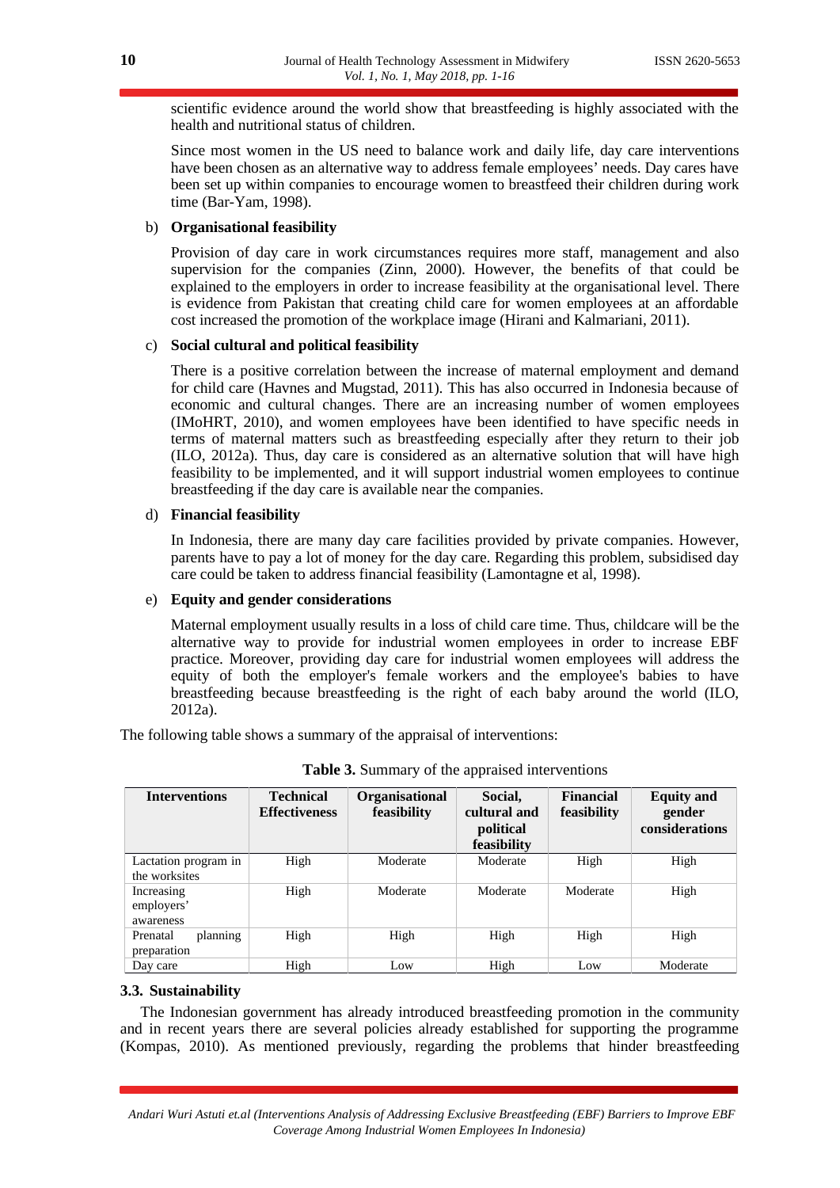scientific evidence around the world show that breastfeeding is highly associated with the health and nutritional status of children.

Since most women in the US need to balance work and daily life, day care interventions have been chosen as an alternative way to address female employees' needs. Day cares have been set up within companies to encourage women to breastfeed their children during work time (Bar-Yam, 1998).

b) **Organisational feasibility**

Provision of day care in work circumstances requires more staff, management and also supervision for the companies (Zinn, 2000). However, the benefits of that could be explained to the employers in order to increase feasibility at the organisational level. There is evidence from Pakistan that creating child care for women employees at an affordable cost increased the promotion of the workplace image (Hirani and Kalmariani, 2011).

c) **Social cultural and political feasibility**

There is a positive correlation between the increase of maternal employment and demand for child care (Havnes and Mugstad, 2011). This has also occurred in Indonesia because of economic and cultural changes. There are an increasing number of women employees (IMoHRT, 2010), and women employees have been identified to have specific needs in terms of maternal matters such as breastfeeding especially after they return to their job (ILO, 2012a). Thus, day care is considered as an alternative solution that will have high feasibility to be implemented, and it will support industrial women employees to continue breastfeeding if the day care is available near the companies.

d) **Financial feasibility**

In Indonesia, there are many day care facilities provided by private companies. However, parents have to pay a lot of money for the day care. Regarding this problem, subsidised day care could be taken to address financial feasibility (Lamontagne et al, 1998).

e) **Equity and gender considerations**

Maternal employment usually results in a loss of child care time. Thus, childcare will be the alternative way to provide for industrial women employees in order to increase EBF practice. Moreover, providing day care for industrial women employees will address the equity of both the employer's female workers and the employee's babies to have breastfeeding because breastfeeding is the right of each baby around the world (ILO, 2012a).

The following table shows a summary of the appraisal of interventions:

**Table 3.** Summary of the appraised interventions

| Interventions | Technical Effectiveness | Organisational feasibility | Social, cultural and political feasibility | Financial feasibility | Equity and gender considerations |
|---|---|---|---|---|---|
| Lactation program in the worksites | High | Moderate | Moderate | High | High |
| Increasing employers' awareness | High | Moderate | Moderate | Moderate | High |
| Prenatal planning preparation | High | High | High | High | High |
| Day care | High | Low | High | Low | Moderate |

### 3.3. Sustainability

The Indonesian government has already introduced breastfeeding promotion in the community and in recent years there are several policies already established for supporting the programme (Kompas, 2010). As mentioned previously, regarding the problems that hinder breastfeeding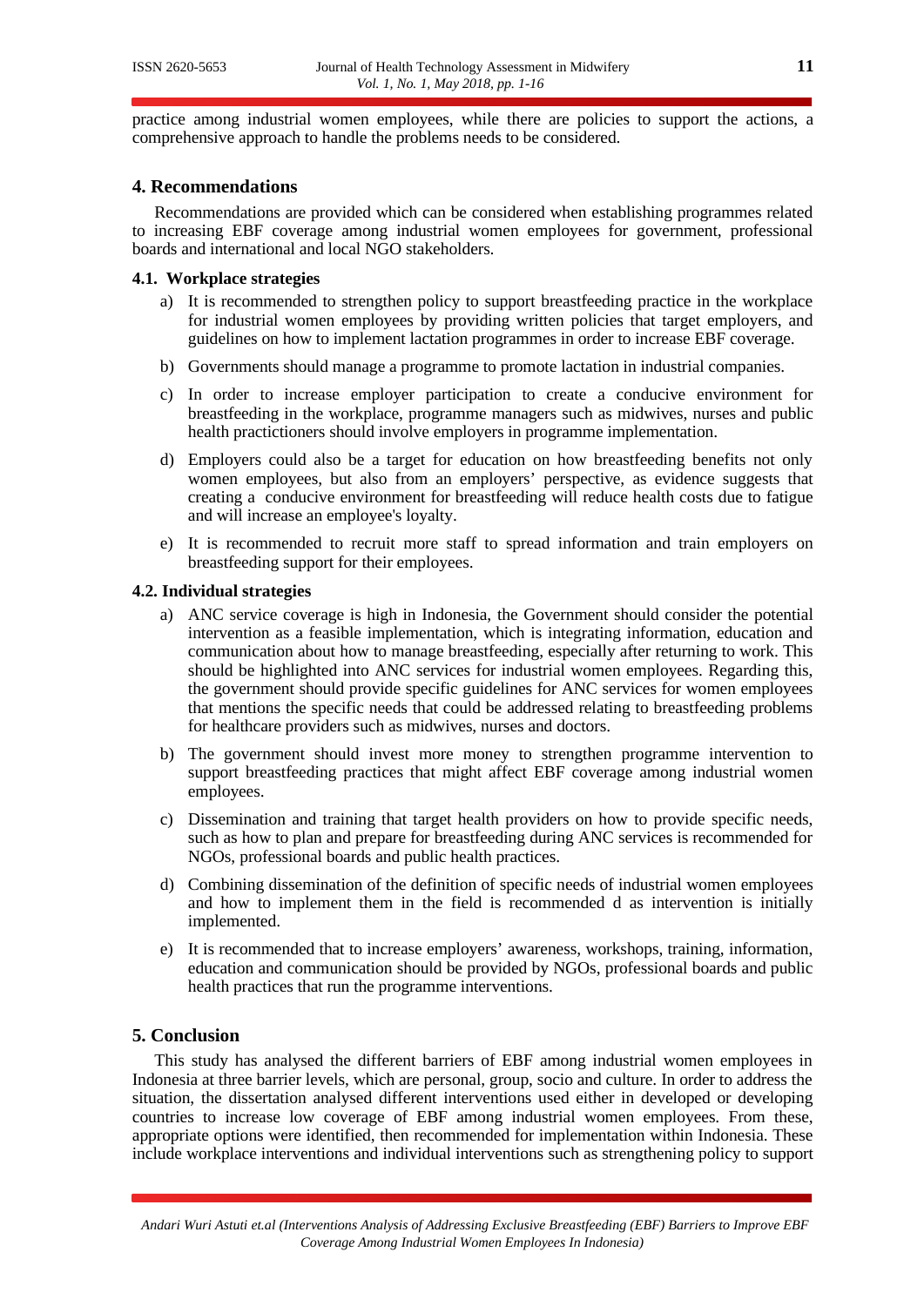practice among industrial women employees, while there are policies to support the actions, a comprehensive approach to handle the problems needs to be considered.

## 4. Recommendations

Recommendations are provided which can be considered when establishing programmes related to increasing EBF coverage among industrial women employees for government, professional boards and international and local NGO stakeholders.

### 4.1. Workplace strategies

a) It is recommended to strengthen policy to support breastfeeding practice in the workplace for industrial women employees by providing written policies that target employers, and guidelines on how to implement lactation programmes in order to increase EBF coverage.

b) Governments should manage a programme to promote lactation in industrial companies.

c) In order to increase employer participation to create a conducive environment for breastfeeding in the workplace, programme managers such as midwives, nurses and public health practictioners should involve employers in programme implementation.

d) Employers could also be a target for education on how breastfeeding benefits not only women employees, but also from an employers' perspective, as evidence suggests that creating a conducive environment for breastfeeding will reduce health costs due to fatigue and will increase an employee's loyalty.

e) It is recommended to recruit more staff to spread information and train employers on breastfeeding support for their employees.

### 4.2. Individual strategies

a) ANC service coverage is high in Indonesia, the Government should consider the potential intervention as a feasible implementation, which is integrating information, education and communication about how to manage breastfeeding, especially after returning to work. This should be highlighted into ANC services for industrial women employees. Regarding this, the government should provide specific guidelines for ANC services for women employees that mentions the specific needs that could be addressed relating to breastfeeding problems for healthcare providers such as midwives, nurses and doctors.

b) The government should invest more money to strengthen programme intervention to support breastfeeding practices that might affect EBF coverage among industrial women employees.

c) Dissemination and training that target health providers on how to provide specific needs, such as how to plan and prepare for breastfeeding during ANC services is recommended for NGOs, professional boards and public health practices.

d) Combining dissemination of the definition of specific needs of industrial women employees and how to implement them in the field is recommended d as intervention is initially implemented.

e) It is recommended that to increase employers' awareness, workshops, training, information, education and communication should be provided by NGOs, professional boards and public health practices that run the programme interventions.

## 5. Conclusion

This study has analysed the different barriers of EBF among industrial women employees in Indonesia at three barrier levels, which are personal, group, socio and culture. In order to address the situation, the dissertation analysed different interventions used either in developed or developing countries to increase low coverage of EBF among industrial women employees. From these, appropriate options were identified, then recommended for implementation within Indonesia. These include workplace interventions and individual interventions such as strengthening policy to support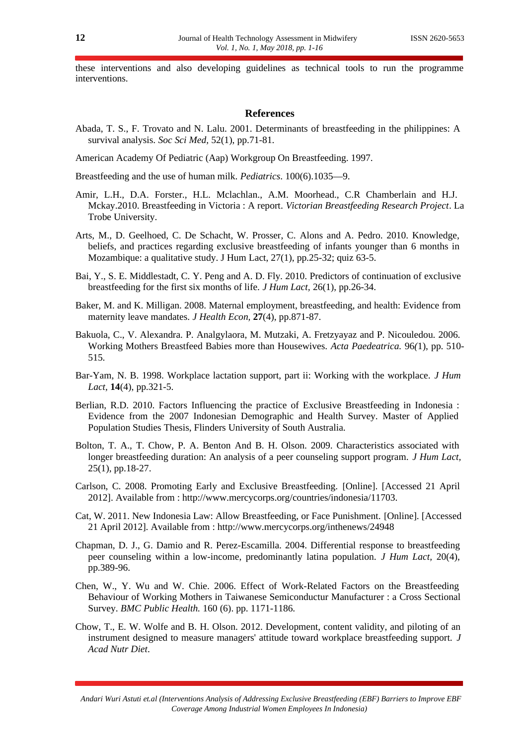these interventions and also developing guidelines as technical tools to run the programme interventions.

## References

Abada, T. S., F. Trovato and N. Lalu. 2001. Determinants of breastfeeding in the philippines: A survival analysis. *Soc Sci Med,* 52(1), pp.71-81.

American Academy Of Pediatric (Aap) Workgroup On Breastfeeding. 1997.

Breastfeeding and the use of human milk. *Pediatrics*. 100(6).1035—9.

Amir, L.H., D.A. Forster., H.L. Mclachlan., A.M. Moorhead., C.R Chamberlain and H.J. Mckay.2010. Breastfeeding in Victoria : A report. *Victorian Breastfeeding Research Project*. La Trobe University.

Arts, M., D. Geelhoed, C. De Schacht, W. Prosser, C. Alons and A. Pedro. 2010. Knowledge, beliefs, and practices regarding exclusive breastfeeding of infants younger than 6 months in Mozambique: a qualitative study. J Hum Lact, 27(1), pp.25-32; quiz 63-5.

Bai, Y., S. E. Middlestadt, C. Y. Peng and A. D. Fly. 2010. Predictors of continuation of exclusive breastfeeding for the first six months of life. *J Hum Lact,* 26(1), pp.26-34.

Baker, M. and K. Milligan. 2008. Maternal employment, breastfeeding, and health: Evidence from maternity leave mandates. *J Health Econ,* **27**(4), pp.871-87.

Bakuola, C., V. Alexandra. P. Analgylaora, M. Mutzaki, A. Fretzyayaz and P. Nicouledou. 2006. Working Mothers Breastfeed Babies more than Housewives. *Acta Paedeatrica.* 96*(*1), pp. 510-515.

Bar-Yam, N. B. 1998. Workplace lactation support, part ii: Working with the workplace. *J Hum Lact,* **14**(4), pp.321-5.

Berlian, R.D. 2010. Factors Influencing the practice of Exclusive Breastfeeding in Indonesia : Evidence from the 2007 Indonesian Demographic and Health Survey. Master of Applied Population Studies Thesis, Flinders University of South Australia.

Bolton, T. A., T. Chow, P. A. Benton And B. H. Olson. 2009. Characteristics associated with longer breastfeeding duration: An analysis of a peer counseling support program. *J Hum Lact,* 25(1), pp.18-27.

Carlson, C. 2008. Promoting Early and Exclusive Breastfeeding. [Online]. [Accessed 21 April 2012]. Available from : http://www.mercycorps.org/countries/indonesia/11703.

Cat, W. 2011. New Indonesia Law: Allow Breastfeeding, or Face Punishment. [Online]. [Accessed 21 April 2012]. Available from : http://www.mercycorps.org/inthenews/24948

Chapman, D. J., G. Damio and R. Perez-Escamilla. 2004. Differential response to breastfeeding peer counseling within a low-income, predominantly latina population. *J Hum Lact,* 20(4), pp.389-96.

Chen, W., Y. Wu and W. Chie. 2006. Effect of Work-Related Factors on the Breastfeeding Behaviour of Working Mothers in Taiwanese Semiconductur Manufacturer : a Cross Sectional Survey. *BMC Public Health.* 160 (6). pp. 1171-1186.

Chow, T., E. W. Wolfe and B. H. Olson. 2012. Development, content validity, and piloting of an instrument designed to measure managers' attitude toward workplace breastfeeding support. *J Acad Nutr Diet*.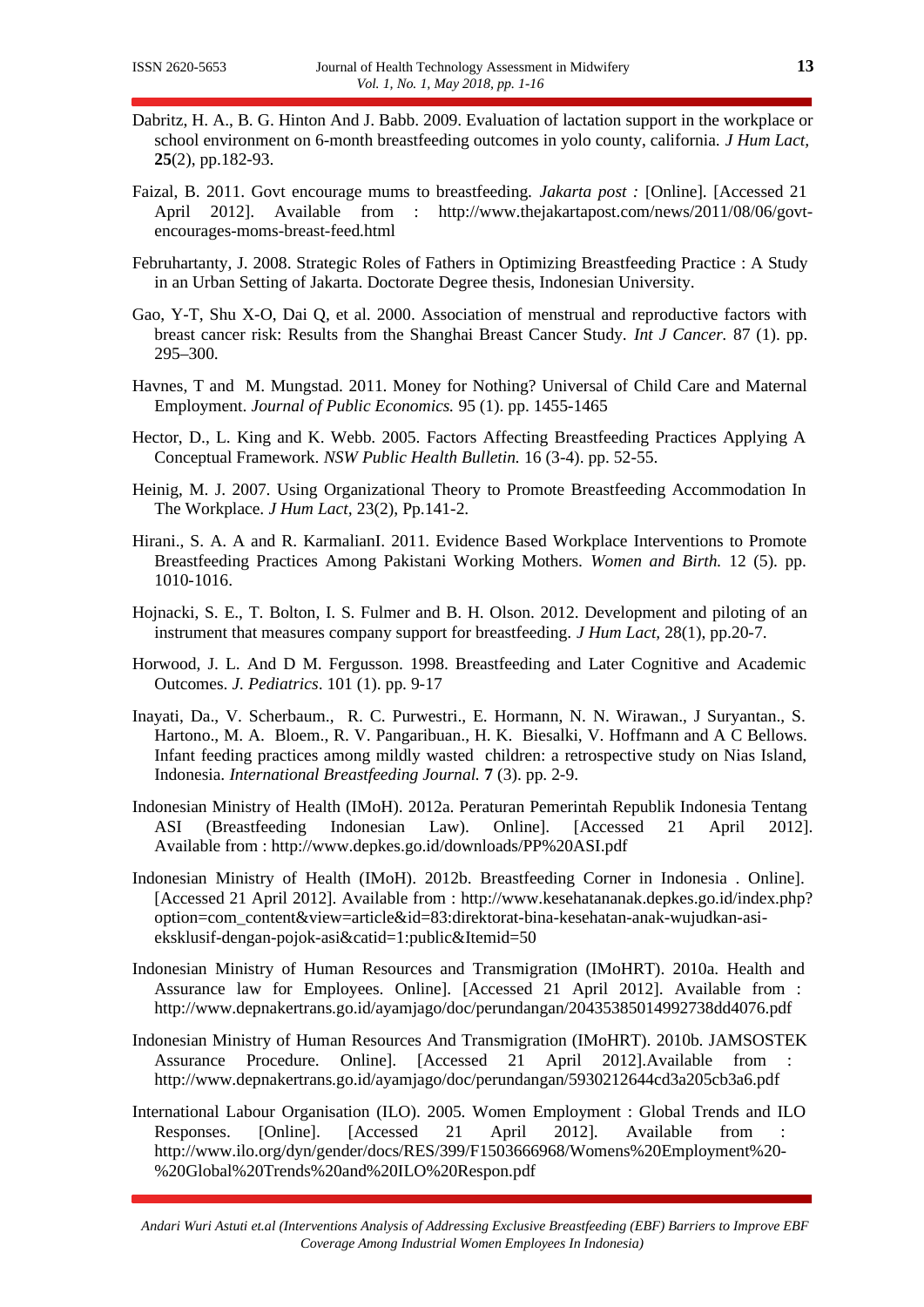Dabritz, H. A., B. G. Hinton And J. Babb. 2009. Evaluation of lactation support in the workplace or school environment on 6-month breastfeeding outcomes in yolo county, california. *J Hum Lact*, **25**(2), pp.182-93.

Faizal, B. 2011. Govt encourage mums to breastfeeding. *Jakarta post :* [Online]. [Accessed 21 April 2012]. Available from : http://www.thejakartapost.com/news/2011/08/06/govt-encourages-moms-breast-feed.html

Februhartanty, J. 2008. Strategic Roles of Fathers in Optimizing Breastfeeding Practice : A Study in an Urban Setting of Jakarta. Doctorate Degree thesis, Indonesian University.

Gao, Y-T, Shu X-O, Dai Q, et al. 2000. Association of menstrual and reproductive factors with breast cancer risk: Results from the Shanghai Breast Cancer Study. *Int J Cancer.* 87 (1). pp. 295–300.

Havnes, T and M. Mungstad. 2011. Money for Nothing? Universal of Child Care and Maternal Employment. *Journal of Public Economics.* 95 (1). pp. 1455-1465

Hector, D., L. King and K. Webb. 2005. Factors Affecting Breastfeeding Practices Applying A Conceptual Framework. *NSW Public Health Bulletin.* 16 (3-4). pp. 52-55.

Heinig, M. J. 2007. Using Organizational Theory to Promote Breastfeeding Accommodation In The Workplace. *J Hum Lact,* 23(2), Pp.141-2.

Hirani., S. A. A and R. KarmalianI. 2011. Evidence Based Workplace Interventions to Promote Breastfeeding Practices Among Pakistani Working Mothers. *Women and Birth.* 12 (5). pp. 1010-1016.

Hojnacki, S. E., T. Bolton, I. S. Fulmer and B. H. Olson. 2012. Development and piloting of an instrument that measures company support for breastfeeding. *J Hum Lact,* 28(1), pp.20-7.

Horwood, J. L. And D M. Fergusson. 1998. Breastfeeding and Later Cognitive and Academic Outcomes. *J. Pediatrics*. 101 (1). pp. 9-17

Inayati, Da., V. Scherbaum., R. C. Purwestri., E. Hormann, N. N. Wirawan., J Suryantan., S. Hartono., M. A. Bloem., R. V. Pangaribuan., H. K. Biesalki, V. Hoffmann and A C Bellows. Infant feeding practices among mildly wasted children: a retrospective study on Nias Island, Indonesia. *International Breastfeeding Journal.* **7** (3). pp. 2-9.

Indonesian Ministry of Health (IMoH). 2012a. Peraturan Pemerintah Republik Indonesia Tentang ASI (Breastfeeding Indonesian Law). Online]. [Accessed 21 April 2012]. Available from : http://www.depkes.go.id/downloads/PP%20ASI.pdf

Indonesian Ministry of Health (IMoH). 2012b. Breastfeeding Corner in Indonesia . Online]. [Accessed 21 April 2012]. Available from : http://www.kesehatananak.depkes.go.id/index.php?option=com_content&view=article&id=83:direktorat-bina-kesehatan-anak-wujudkan-asi-eksklusif-dengan-pojok-asi&catid=1:public&Itemid=50

Indonesian Ministry of Human Resources and Transmigration (IMoHRT). 2010a. Health and Assurance law for Employees. Online]. [Accessed 21 April 2012]. Available from : http://www.depnakertrans.go.id/ayamjago/doc/perundangan/20435385014992738dd4076.pdf

Indonesian Ministry of Human Resources And Transmigration (IMoHRT). 2010b. JAMSOSTEK Assurance Procedure. Online]. [Accessed 21 April 2012].Available from : http://www.depnakertrans.go.id/ayamjago/doc/perundangan/5930212644cd3a205cb3a6.pdf

International Labour Organisation (ILO). 2005. Women Employment : Global Trends and ILO Responses. [Online]. [Accessed 21 April 2012]. Available from : http://www.ilo.org/dyn/gender/docs/RES/399/F1503666968/Womens%20Employment%20-%20Global%20Trends%20and%20ILO%20Respon.pdf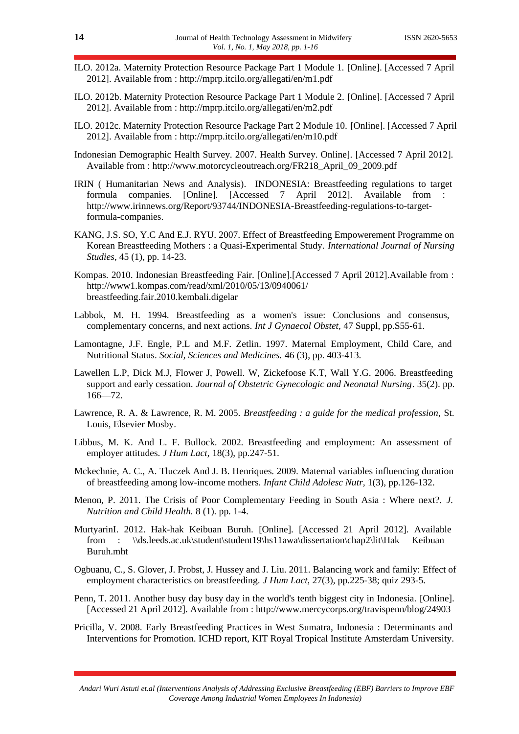ILO. 2012a. Maternity Protection Resource Package Part 1 Module 1. [Online]. [Accessed 7 April 2012]. Available from : http://mprp.itcilo.org/allegati/en/m1.pdf

ILO. 2012b. Maternity Protection Resource Package Part 1 Module 2. [Online]. [Accessed 7 April 2012]. Available from : http://mprp.itcilo.org/allegati/en/m2.pdf

ILO. 2012c. Maternity Protection Resource Package Part 2 Module 10. [Online]. [Accessed 7 April 2012]. Available from : http://mprp.itcilo.org/allegati/en/m10.pdf

Indonesian Demographic Health Survey. 2007. Health Survey. Online]. [Accessed 7 April 2012]. Available from : http://www.motorcycleoutreach.org/FR218_April_09_2009.pdf

IRIN ( Humanitarian News and Analysis). INDONESIA: Breastfeeding regulations to target formula companies. [Online]. [Accessed 7 April 2012]. Available from : http://www.irinnews.org/Report/93744/INDONESIA-Breastfeeding-regulations-to-target-formula-companies.

KANG, J.S. SO, Y.C And E.J. RYU. 2007. Effect of Breastfeeding Empowerement Programme on Korean Breastfeeding Mothers : a Quasi-Experimental Study. *International Journal of Nursing Studies*, 45 (1), pp. 14-23.

Kompas. 2010. Indonesian Breastfeeding Fair. [Online].[Accessed 7 April 2012].Available from : http://www1.kompas.com/read/xml/2010/05/13/0940061/ breastfeeding.fair.2010.kembali.digelar

Labbok, M. H. 1994. Breastfeeding as a women's issue: Conclusions and consensus, complementary concerns, and next actions. *Int J Gynaecol Obstet,* 47 Suppl, pp.S55-61.

Lamontagne, J.F. Engle, P.L and M.F. Zetlin. 1997. Maternal Employment, Child Care, and Nutritional Status. *Social, Sciences and Medicines.* 46 (3), pp. 403-413.

Lawellen L.P, Dick M.J, Flower J, Powell. W, Zickefoose K.T, Wall Y.G. 2006. Breastfeeding support and early cessation. *Journal of Obstetric Gynecologic and Neonatal Nursing*. 35(2). pp. 166—72.

Lawrence, R. A. & Lawrence, R. M. 2005. *Breastfeeding : a guide for the medical profession,* St. Louis, Elsevier Mosby.

Libbus, M. K. And L. F. Bullock. 2002. Breastfeeding and employment: An assessment of employer attitudes. *J Hum Lact,* 18(3), pp.247-51.

Mckechnie, A. C., A. Tluczek And J. B. Henriques. 2009. Maternal variables influencing duration of breastfeeding among low-income mothers. *Infant Child Adolesc Nutr,* 1(3), pp.126-132.

Menon, P. 2011. The Crisis of Poor Complementary Feeding in South Asia : Where next?. *J. Nutrition and Child Health.* 8 (1). pp. 1-4.

MurtyarinI. 2012. Hak-hak Keibuan Buruh. [Online]. [Accessed 21 April 2012]. Available from : \\ds.leeds.ac.uk\student\student19\hs11awa\dissertation\chap2\lit\Hak Keibuan Buruh.mht

Ogbuanu, C., S. Glover, J. Probst, J. Hussey and J. Liu. 2011. Balancing work and family: Effect of employment characteristics on breastfeeding. *J Hum Lact,* 27(3), pp.225-38; quiz 293-5.

Penn, T. 2011. Another busy day busy day in the world's tenth biggest city in Indonesia. [Online]. [Accessed 21 April 2012]. Available from : http://www.mercycorps.org/travispenn/blog/24903

Pricilla, V. 2008. Early Breastfeeding Practices in West Sumatra, Indonesia : Determinants and Interventions for Promotion. ICHD report, KIT Royal Tropical Institute Amsterdam University.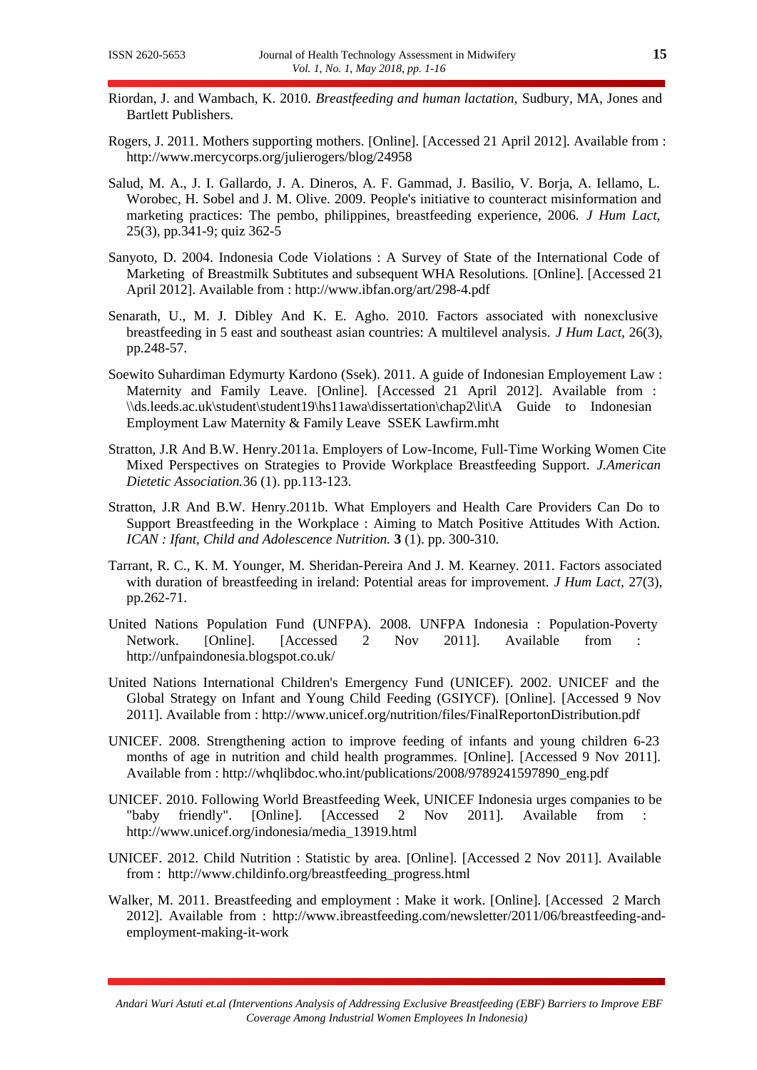Riordan, J. and Wambach, K. 2010. *Breastfeeding and human lactation,* Sudbury, MA, Jones and Bartlett Publishers.

Rogers, J. 2011. Mothers supporting mothers. [Online]. [Accessed 21 April 2012]. Available from : http://www.mercycorps.org/julierogers/blog/24958

Salud, M. A., J. I. Gallardo, J. A. Dineros, A. F. Gammad, J. Basilio, V. Borja, A. Iellamo, L. Worobec, H. Sobel and J. M. Olive. 2009. People's initiative to counteract misinformation and marketing practices: The pembo, philippines, breastfeeding experience, 2006. *J Hum Lact,* 25(3), pp.341-9; quiz 362-5

Sanyoto, D. 2004. Indonesia Code Violations : A Survey of State of the International Code of Marketing of Breastmilk Subtitutes and subsequent WHA Resolutions. [Online]. [Accessed 21 April 2012]. Available from : http://www.ibfan.org/art/298-4.pdf

Senarath, U., M. J. Dibley And K. E. Agho. 2010. Factors associated with nonexclusive breastfeeding in 5 east and southeast asian countries: A multilevel analysis. *J Hum Lact,* 26(3), pp.248-57.

Soewito Suhardiman Edymurty Kardono (Ssek). 2011. A guide of Indonesian Employement Law : Maternity and Family Leave. [Online]. [Accessed 21 April 2012]. Available from : \\ds.leeds.ac.uk\student\student19\hs11awa\dissertation\chap2\lit\A Guide to Indonesian Employment Law Maternity & Family Leave SSEK Lawfirm.mht

Stratton, J.R And B.W. Henry.2011a. Employers of Low-Income, Full-Time Working Women Cite Mixed Perspectives on Strategies to Provide Workplace Breastfeeding Support. *J.American Dietetic Association.*36 (1). pp.113-123.

Stratton, J.R And B.W. Henry.2011b. What Employers and Health Care Providers Can Do to Support Breastfeeding in the Workplace : Aiming to Match Positive Attitudes With Action. *ICAN : Ifant, Child and Adolescence Nutrition.* **3** (1). pp. 300-310.

Tarrant, R. C., K. M. Younger, M. Sheridan-Pereira And J. M. Kearney. 2011. Factors associated with duration of breastfeeding in ireland: Potential areas for improvement. *J Hum Lact,* 27(3), pp.262-71.

United Nations Population Fund (UNFPA). 2008. UNFPA Indonesia : Population-Poverty Network. [Online]. [Accessed 2 Nov 2011]. Available from : http://unfpaindonesia.blogspot.co.uk/

United Nations International Children's Emergency Fund (UNICEF). 2002. UNICEF and the Global Strategy on Infant and Young Child Feeding (GSIYCF). [Online]. [Accessed 9 Nov 2011]. Available from : http://www.unicef.org/nutrition/files/FinalReportonDistribution.pdf

UNICEF. 2008. Strengthening action to improve feeding of infants and young children 6-23 months of age in nutrition and child health programmes. [Online]. [Accessed 9 Nov 2011]. Available from : http://whqlibdoc.who.int/publications/2008/9789241597890_eng.pdf

UNICEF. 2010. Following World Breastfeeding Week, UNICEF Indonesia urges companies to be "baby friendly". [Online]. [Accessed 2 Nov 2011]. Available from : http://www.unicef.org/indonesia/media_13919.html

UNICEF. 2012. Child Nutrition : Statistic by area. [Online]. [Accessed 2 Nov 2011]. Available from : http://www.childinfo.org/breastfeeding_progress.html

Walker, M. 2011. Breastfeeding and employment : Make it work. [Online]. [Accessed 2 March 2012]. Available from : http://www.ibreastfeeding.com/newsletter/2011/06/breastfeeding-and-employment-making-it-work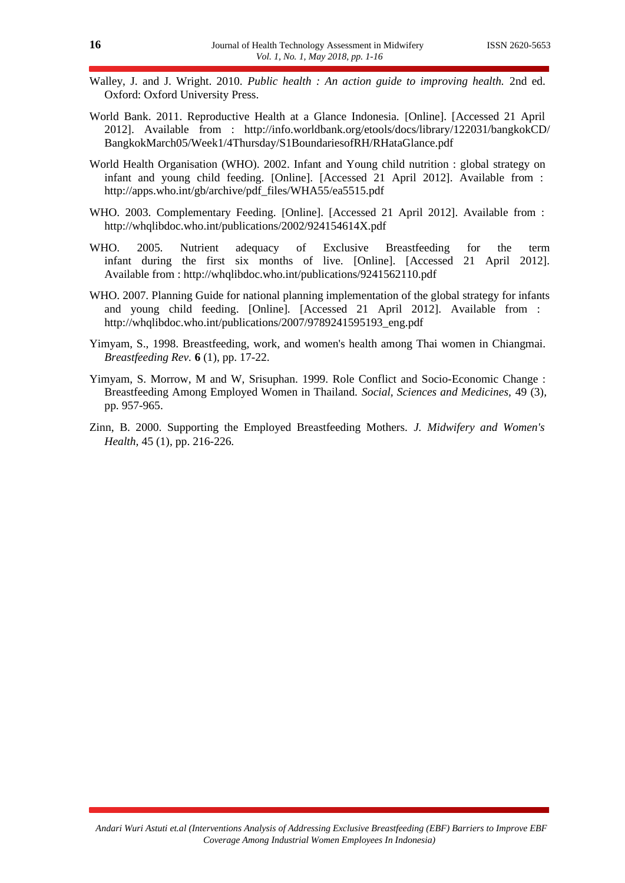Walley, J. and J. Wright. 2010. *Public health : An action guide to improving health.* 2nd ed. Oxford: Oxford University Press.

World Bank. 2011. Reproductive Health at a Glance Indonesia. [Online]. [Accessed 21 April 2012]. Available from : http://info.worldbank.org/etools/docs/library/122031/bangkokCD/BangkokMarch05/Week1/4Thursday/S1BoundariesofRH/RHataGlance.pdf

World Health Organisation (WHO). 2002. Infant and Young child nutrition : global strategy on infant and young child feeding. [Online]. [Accessed 21 April 2012]. Available from : http://apps.who.int/gb/archive/pdf_files/WHA55/ea5515.pdf

WHO. 2003. Complementary Feeding. [Online]. [Accessed 21 April 2012]. Available from : http://whqlibdoc.who.int/publications/2002/924154614X.pdf

WHO. 2005. Nutrient adequacy of Exclusive Breastfeeding for the term infant during the first six months of live. [Online]. [Accessed 21 April 2012]. Available from : http://whqlibdoc.who.int/publications/9241562110.pdf

WHO. 2007. Planning Guide for national planning implementation of the global strategy for infants and young child feeding. [Online]. [Accessed 21 April 2012]. Available from : http://whqlibdoc.who.int/publications/2007/9789241595193_eng.pdf

Yimyam, S., 1998. Breastfeeding, work, and women's health among Thai women in Chiangmai. *Breastfeeding Rev.* **6** (1), pp. 17-22.

Yimyam, S. Morrow, M and W, Srisuphan. 1999. Role Conflict and Socio-Economic Change : Breastfeeding Among Employed Women in Thailand. *Social, Sciences and Medicines*, 49 (3), pp. 957-965.

Zinn, B. 2000. Supporting the Employed Breastfeeding Mothers. *J. Midwifery and Women's Health,* 45 (1), pp. 216-226.